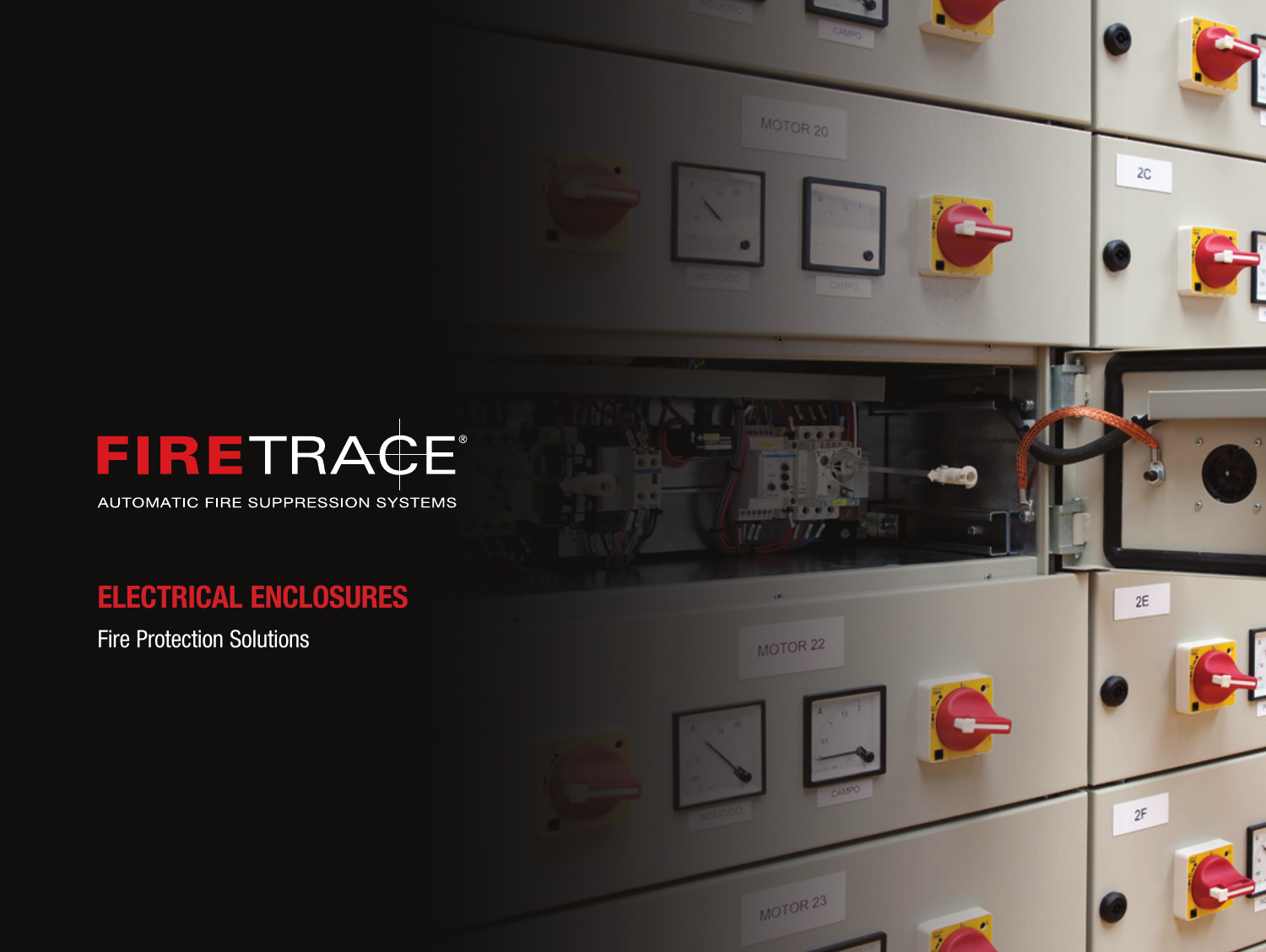# FIRETRACE®

AUTOMATIC FIRE SUPPRESSION SYSTEMS

## ELECTRICAL ENCLOSURES

Fire Protection Solutions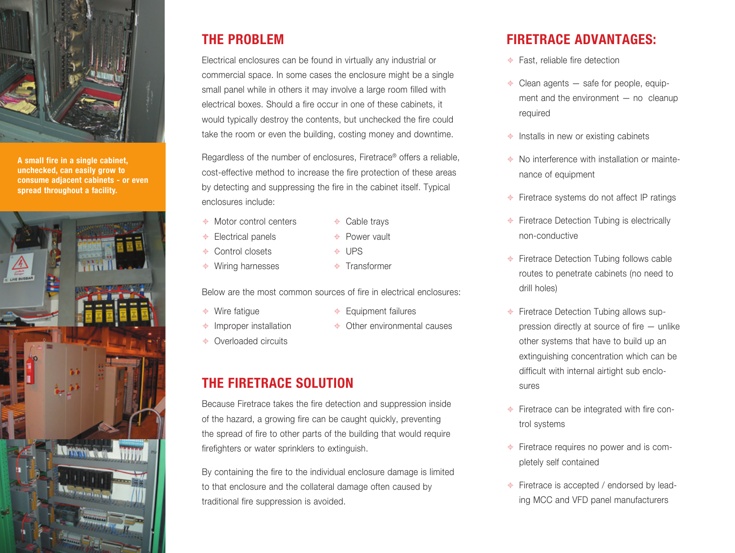A small fire in a single cabinet, unchecked, can easily grow to consume adjacent cabinets - or even spread throughout a facility.

## THE PROBLEM

Electrical enclosures can be found in virtually any industrial or commercial space. In some cases the enclosure might be a single small panel while in others it may involve a large room filled with electrical boxes. Should a fire occur in one of these cabinets, it would typically destroy the contents, but unchecked the fire could take the room or even the building, costing money and downtime.

Regardless of the number of enclosures, Firetrace® offers a reliable, cost-effective method to increase the fire protection of these areas by detecting and suppressing the fire in the cabinet itself. Typical enclosures include:

- Motor control centers
- Electrical panels
- Control closets
- Wiring harnesses
- Cable trays
- Power vault
- UPS
- Transformer

Below are the most common sources of fire in electrical enclosures:

- Wire fatigue
- Improper installation
- Overloaded circuits
- Equipment failures
- Other environmental causes

## THE FIRETRACE SOLUTION

Because Firetrace takes the fire detection and suppression inside of the hazard, a growing fire can be caught quickly, preventing the spread of fire to other parts of the building that would require firefighters or water sprinklers to extinguish.

By containing the fire to the individual enclosure damage is limited to that enclosure and the collateral damage often caused by traditional fire suppression is avoided.

## FIRETRACE ADVANTAGES:

- Fast, reliable fire detection
- Clean agents — safe for people, equipment and the environment — no cleanup required
- Installs in new or existing cabinets
- No interference with installation or maintenance of equipment
- Firetrace systems do not affect IP ratings
- Firetrace Detection Tubing is electrically non-conductive
- Firetrace Detection Tubing follows cable routes to penetrate cabinets (no need to drill holes)
- Firetrace Detection Tubing allows suppression directly at source of fire — unlike other systems that have to build up an extinguishing concentration which can be difficult with internal airtight sub enclosures
- Firetrace can be integrated with fire control systems
- Firetrace requires no power and is completely self contained
- Firetrace is accepted / endorsed by leading MCC and VFD panel manufacturers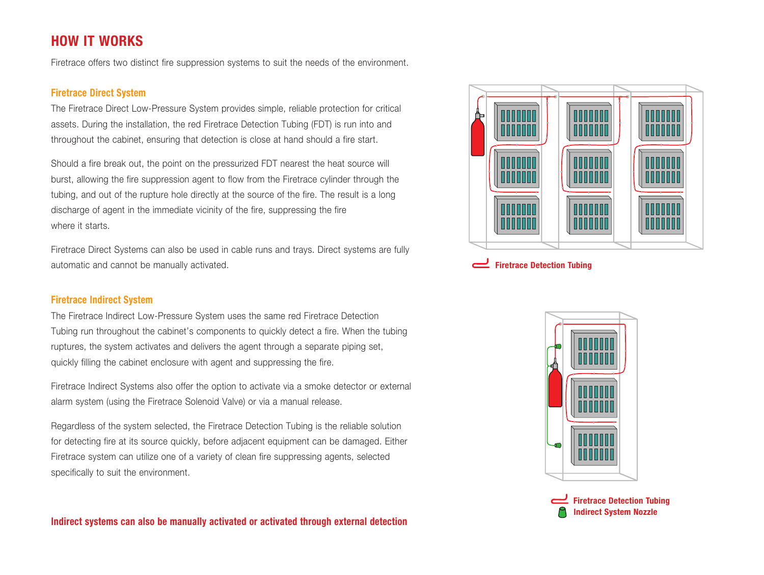# HOW IT WORKS

Firetrace offers two distinct fire suppression systems to suit the needs of the environment.

## Firetrace Direct System

The Firetrace Direct Low-Pressure System provides simple, reliable protection for critical assets. During the installation, the red Firetrace Detection Tubing (FDT) is run into and throughout the cabinet, ensuring that detection is close at hand should a fire start.

Should a fire break out, the point on the pressurized FDT nearest the heat source will burst, allowing the fire suppression agent to flow from the Firetrace cylinder through the tubing, and out of the rupture hole directly at the source of the fire. The result is a long discharge of agent in the immediate vicinity of the fire, suppressing the fire where it starts.

Firetrace Direct Systems can also be used in cable runs and trays. Direct systems are fully automatic and cannot be manually activated.

Firetrace Detection Tubing

## Firetrace Indirect System

The Firetrace Indirect Low-Pressure System uses the same red Firetrace Detection Tubing run throughout the cabinet's components to quickly detect a fire. When the tubing ruptures, the system activates and delivers the agent through a separate piping set, quickly filling the cabinet enclosure with agent and suppressing the fire.

Firetrace Indirect Systems also offer the option to activate via a smoke detector or external alarm system (using the Firetrace Solenoid Valve) or via a manual release.

Regardless of the system selected, the Firetrace Detection Tubing is the reliable solution for detecting fire at its source quickly, before adjacent equipment can be damaged. Either Firetrace system can utilize one of a variety of clean fire suppressing agents, selected specifically to suit the environment.

Firetrace Detection Tubing
Indirect System Nozzle

**Indirect systems can also be manually activated or activated through external detection**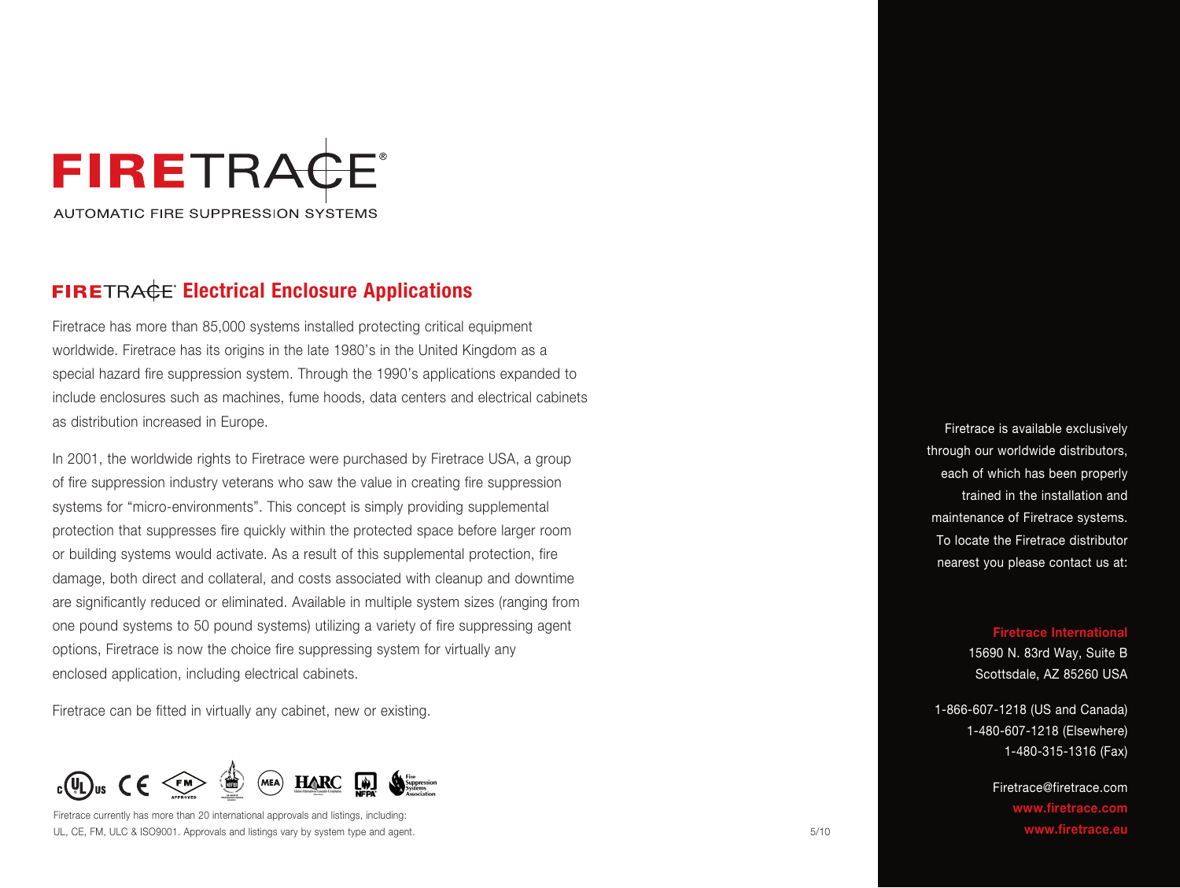# FIRETRACE®

AUTOMATIC FIRE SUPPRESSION SYSTEMS

## FIRETRACE® Electrical Enclosure Applications

Firetrace has more than 85,000 systems installed protecting critical equipment worldwide. Firetrace has its origins in the late 1980's in the United Kingdom as a special hazard fire suppression system. Through the 1990's applications expanded to include enclosures such as machines, fume hoods, data centers and electrical cabinets as distribution increased in Europe.

In 2001, the worldwide rights to Firetrace were purchased by Firetrace USA, a group of fire suppression industry veterans who saw the value in creating fire suppression systems for "micro-environments". This concept is simply providing supplemental protection that suppresses fire quickly within the protected space before larger room or building systems would activate. As a result of this supplemental protection, fire damage, both direct and collateral, and costs associated with cleanup and downtime are significantly reduced or eliminated. Available in multiple system sizes (ranging from one pound systems to 50 pound systems) utilizing a variety of fire suppressing agent options, Firetrace is now the choice fire suppressing system for virtually any enclosed application, including electrical cabinets.

Firetrace can be fitted in virtually any cabinet, new or existing.

Firetrace currently has more than 20 international approvals and listings, including: UL, CE, FM, ULC & ISO9001. Approvals and listings vary by system type and agent.

5/10

Firetrace is available exclusively through our worldwide distributors, each of which has been properly trained in the installation and maintenance of Firetrace systems. To locate the Firetrace distributor nearest you please contact us at:

**Firetrace International**
15690 N. 83rd Way, Suite B
Scottsdale, AZ 85260 USA

1-866-607-1218 (US and Canada)
1-480-607-1218 (Elsewhere)
1-480-315-1316 (Fax)

Firetrace@firetrace.com
**www.firetrace.com**
**www.firetrace.eu**